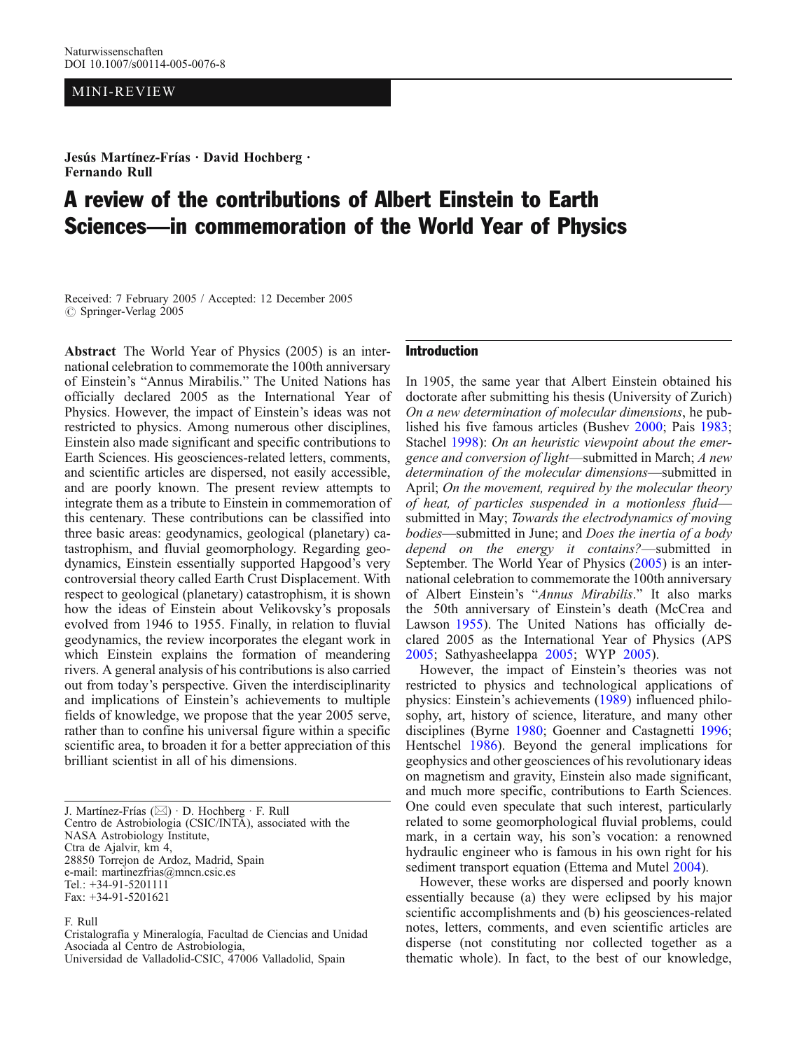MINI-REVIEW

**Jesús Martínez-Frías · David Hochberg · Fernando Rull**

# A review of the contributions of Albert Einstein to Earth Sciences—in commemoration of the World Year of Physics

Received: 7 February 2005 / Accepted: 12 December 2005
© Springer-Verlag 2005

**Abstract** The World Year of Physics (2005) is an international celebration to commemorate the 100th anniversary of Einstein's "Annus Mirabilis." The United Nations has officially declared 2005 as the International Year of Physics. However, the impact of Einstein's ideas was not restricted to physics. Among numerous other disciplines, Einstein also made significant and specific contributions to Earth Sciences. His geosciences-related letters, comments, and scientific articles are dispersed, not easily accessible, and are poorly known. The present review attempts to integrate them as a tribute to Einstein in commemoration of this centenary. These contributions can be classified into three basic areas: geodynamics, geological (planetary) catastrophism, and fluvial geomorphology. Regarding geodynamics, Einstein essentially supported Hapgood's very controversial theory called Earth Crust Displacement. With respect to geological (planetary) catastrophism, it is shown how the ideas of Einstein about Velikovsky's proposals evolved from 1946 to 1955. Finally, in relation to fluvial geodynamics, the review incorporates the elegant work in which Einstein explains the formation of meandering rivers. A general analysis of his contributions is also carried out from today's perspective. Given the interdisciplinarity and implications of Einstein's achievements to multiple fields of knowledge, we propose that the year 2005 serve, rather than to confine his universal figure within a specific scientific area, to broaden it for a better appreciation of this brilliant scientist in all of his dimensions.

J. Martínez-Frías (✉) · D. Hochberg · F. Rull
Centro de Astrobiología (CSIC/INTA), associated with the NASA Astrobiology Institute,
Ctra de Ajalvir, km 4,
28850 Torrejon de Ardoz, Madrid, Spain
e-mail: martinezfrias@mncn.csic.es
Tel.: +34-91-5201111
Fax: +34-91-5201621

F. Rull
Cristalografía y Mineralogía, Facultad de Ciencias and Unidad Asociada al Centro de Astrobiología,
Universidad de Valladolid-CSIC, 47006 Valladolid, Spain

## Introduction

In 1905, the same year that Albert Einstein obtained his doctorate after submitting his thesis (University of Zurich) *On a new determination of molecular dimensions*, he published his five famous articles (Bushev 2000; Pais 1983; Stachel 1998): *On an heuristic viewpoint about the emergence and conversion of light*—submitted in March; *A new determination of the molecular dimensions*—submitted in April; *On the movement, required by the molecular theory of heat, of particles suspended in a motionless fluid*—submitted in May; *Towards the electrodynamics of moving bodies*—submitted in June; and *Does the inertia of a body depend on the energy it contains?*—submitted in September. The World Year of Physics (2005) is an international celebration to commemorate the 100th anniversary of Albert Einstein's "*Annus Mirabilis*." It also marks the 50th anniversary of Einstein's death (McCrea and Lawson 1955). The United Nations has officially declared 2005 as the International Year of Physics (APS 2005; Sathyasheelappa 2005; WYP 2005).

However, the impact of Einstein's theories was not restricted to physics and technological applications of physics: Einstein's achievements (1989) influenced philosophy, art, history of science, literature, and many other disciplines (Byrne 1980; Goenner and Castagnetti 1996; Hentschel 1986). Beyond the general implications for geophysics and other geosciences of his revolutionary ideas on magnetism and gravity, Einstein also made significant, and much more specific, contributions to Earth Sciences. One could even speculate that such interest, particularly related to some geomorphological fluvial problems, could mark, in a certain way, his son's vocation: a renowned hydraulic engineer who is famous in his own right for his sediment transport equation (Ettema and Mutel 2004).

However, these works are dispersed and poorly known essentially because (a) they were eclipsed by his major scientific accomplishments and (b) his geosciences-related notes, letters, comments, and even scientific articles are disperse (not constituting nor collected together as a thematic whole). In fact, to the best of our knowledge,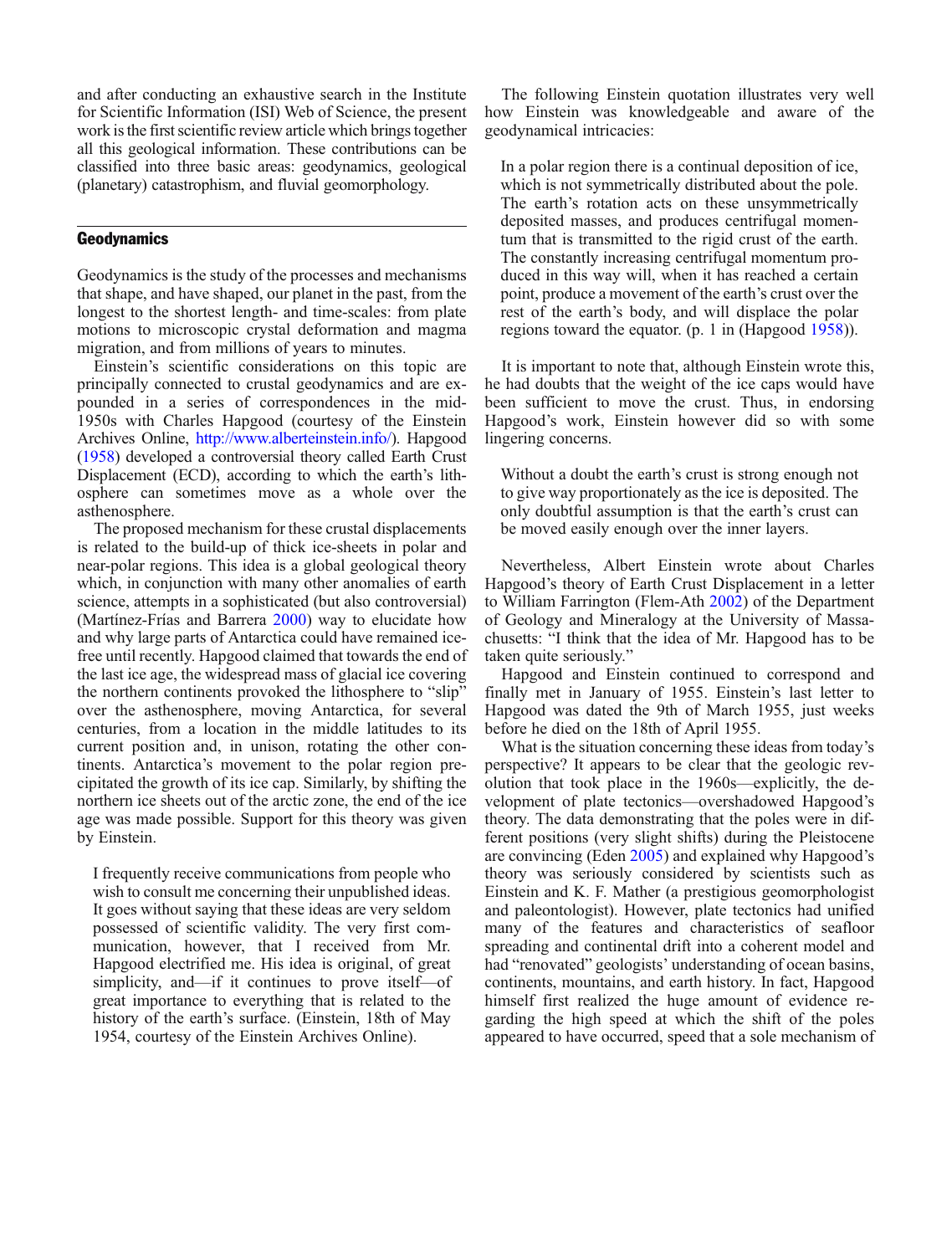and after conducting an exhaustive search in the Institute for Scientific Information (ISI) Web of Science, the present work is the first scientific review article which brings together all this geological information. These contributions can be classified into three basic areas: geodynamics, geological (planetary) catastrophism, and fluvial geomorphology.

## Geodynamics

Geodynamics is the study of the processes and mechanisms that shape, and have shaped, our planet in the past, from the longest to the shortest length- and time-scales: from plate motions to microscopic crystal deformation and magma migration, and from millions of years to minutes.

Einstein's scientific considerations on this topic are principally connected to crustal geodynamics and are expounded in a series of correspondences in the mid-1950s with Charles Hapgood (courtesy of the Einstein Archives Online, http://www.alberteinstein.info/). Hapgood (1958) developed a controversial theory called Earth Crust Displacement (ECD), according to which the earth's lithosphere can sometimes move as a whole over the asthenosphere.

The proposed mechanism for these crustal displacements is related to the build-up of thick ice-sheets in polar and near-polar regions. This idea is a global geological theory which, in conjunction with many other anomalies of earth science, attempts in a sophisticated (but also controversial) (Martínez-Frías and Barrera 2000) way to elucidate how and why large parts of Antarctica could have remained ice-free until recently. Hapgood claimed that towards the end of the last ice age, the widespread mass of glacial ice covering the northern continents provoked the lithosphere to "slip" over the asthenosphere, moving Antarctica, for several centuries, from a location in the middle latitudes to its current position and, in unison, rotating the other continents. Antarctica's movement to the polar region precipitated the growth of its ice cap. Similarly, by shifting the northern ice sheets out of the arctic zone, the end of the ice age was made possible. Support for this theory was given by Einstein.

> I frequently receive communications from people who wish to consult me concerning their unpublished ideas. It goes without saying that these ideas are very seldom possessed of scientific validity. The very first communication, however, that I received from Mr. Hapgood electrified me. His idea is original, of great simplicity, and—if it continues to prove itself—of great importance to everything that is related to the history of the earth's surface. (Einstein, 18th of May 1954, courtesy of the Einstein Archives Online).

The following Einstein quotation illustrates very well how Einstein was knowledgeable and aware of the geodynamical intricacies:

> In a polar region there is a continual deposition of ice, which is not symmetrically distributed about the pole. The earth's rotation acts on these unsymmetrically deposited masses, and produces centrifugal momentum that is transmitted to the rigid crust of the earth. The constantly increasing centrifugal momentum produced in this way will, when it has reached a certain point, produce a movement of the earth's crust over the rest of the earth's body, and will displace the polar regions toward the equator. (p. 1 in (Hapgood 1958)).

It is important to note that, although Einstein wrote this, he had doubts that the weight of the ice caps would have been sufficient to move the crust. Thus, in endorsing Hapgood's work, Einstein however did so with some lingering concerns.

> Without a doubt the earth's crust is strong enough not to give way proportionately as the ice is deposited. The only doubtful assumption is that the earth's crust can be moved easily enough over the inner layers.

Nevertheless, Albert Einstein wrote about Charles Hapgood's theory of Earth Crust Displacement in a letter to William Farrington (Flem-Ath 2002) of the Department of Geology and Mineralogy at the University of Massachusetts: "I think that the idea of Mr. Hapgood has to be taken quite seriously."

Hapgood and Einstein continued to correspond and finally met in January of 1955. Einstein's last letter to Hapgood was dated the 9th of March 1955, just weeks before he died on the 18th of April 1955.

What is the situation concerning these ideas from today's perspective? It appears to be clear that the geologic revolution that took place in the 1960s—explicitly, the development of plate tectonics—overshadowed Hapgood's theory. The data demonstrating that the poles were in different positions (very slight shifts) during the Pleistocene are convincing (Eden 2005) and explained why Hapgood's theory was seriously considered by scientists such as Einstein and K. F. Mather (a prestigious geomorphologist and paleontologist). However, plate tectonics had unified many of the features and characteristics of seafloor spreading and continental drift into a coherent model and had "renovated" geologists' understanding of ocean basins, continents, mountains, and earth history. In fact, Hapgood himself first realized the huge amount of evidence regarding the high speed at which the shift of the poles appeared to have occurred, speed that a sole mechanism of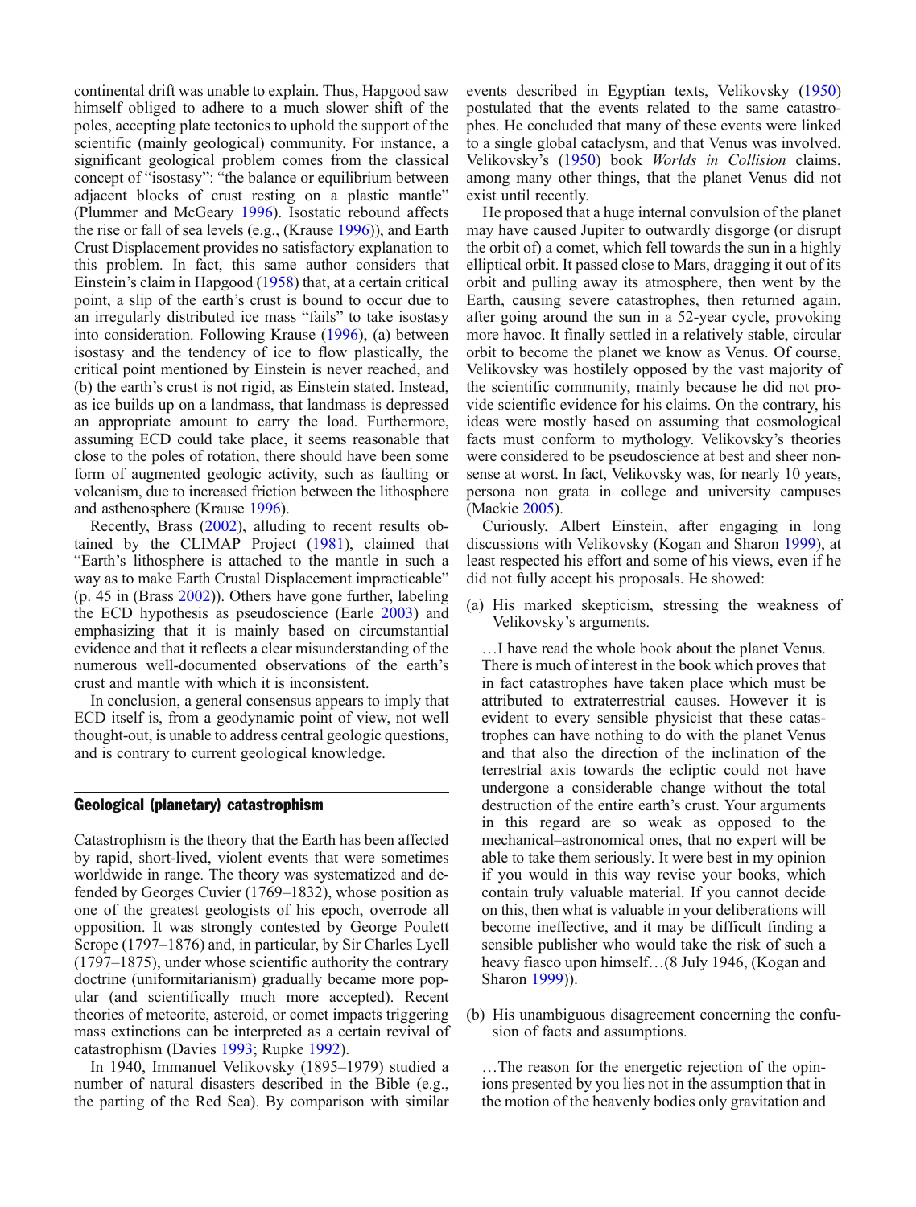continental drift was unable to explain. Thus, Hapgood saw himself obliged to adhere to a much slower shift of the poles, accepting plate tectonics to uphold the support of the scientific (mainly geological) community. For instance, a significant geological problem comes from the classical concept of "isostasy": "the balance or equilibrium between adjacent blocks of crust resting on a plastic mantle" (Plummer and McGeary 1996). Isostatic rebound affects the rise or fall of sea levels (e.g., (Krause 1996)), and Earth Crust Displacement provides no satisfactory explanation to this problem. In fact, this same author considers that Einstein's claim in Hapgood (1958) that, at a certain critical point, a slip of the earth's crust is bound to occur due to an irregularly distributed ice mass "fails" to take isostasy into consideration. Following Krause (1996), (a) between isostasy and the tendency of ice to flow plastically, the critical point mentioned by Einstein is never reached, and (b) the earth's crust is not rigid, as Einstein stated. Instead, as ice builds up on a landmass, that landmass is depressed an appropriate amount to carry the load. Furthermore, assuming ECD could take place, it seems reasonable that close to the poles of rotation, there should have been some form of augmented geologic activity, such as faulting or volcanism, due to increased friction between the lithosphere and asthenosphere (Krause 1996).

Recently, Brass (2002), alluding to recent results obtained by the CLIMAP Project (1981), claimed that "Earth's lithosphere is attached to the mantle in such a way as to make Earth Crustal Displacement impracticable" (p. 45 in (Brass 2002)). Others have gone further, labeling the ECD hypothesis as pseudoscience (Earle 2003) and emphasizing that it is mainly based on circumstantial evidence and that it reflects a clear misunderstanding of the numerous well-documented observations of the earth's crust and mantle with which it is inconsistent.

In conclusion, a general consensus appears to imply that ECD itself is, from a geodynamic point of view, not well thought-out, is unable to address central geologic questions, and is contrary to current geological knowledge.

## Geological (planetary) catastrophism

Catastrophism is the theory that the Earth has been affected by rapid, short-lived, violent events that were sometimes worldwide in range. The theory was systematized and defended by Georges Cuvier (1769–1832), whose position as one of the greatest geologists of his epoch, overrode all opposition. It was strongly contested by George Poulett Scrope (1797–1876) and, in particular, by Sir Charles Lyell (1797–1875), under whose scientific authority the contrary doctrine (uniformitarianism) gradually became more popular (and scientifically much more accepted). Recent theories of meteorite, asteroid, or comet impacts triggering mass extinctions can be interpreted as a certain revival of catastrophism (Davies 1993; Rupke 1992).

In 1940, Immanuel Velikovsky (1895–1979) studied a number of natural disasters described in the Bible (e.g., the parting of the Red Sea). By comparison with similar events described in Egyptian texts, Velikovsky (1950) postulated that the events related to the same catastrophes. He concluded that many of these events were linked to a single global cataclysm, and that Venus was involved. Velikovsky's (1950) book *Worlds in Collision* claims, among many other things, that the planet Venus did not exist until recently.

He proposed that a huge internal convulsion of the planet may have caused Jupiter to outwardly disgorge (or disrupt the orbit of) a comet, which fell towards the sun in a highly elliptical orbit. It passed close to Mars, dragging it out of its orbit and pulling away its atmosphere, then went by the Earth, causing severe catastrophes, then returned again, after going around the sun in a 52-year cycle, provoking more havoc. It finally settled in a relatively stable, circular orbit to become the planet we know as Venus. Of course, Velikovsky was hostilely opposed by the vast majority of the scientific community, mainly because he did not provide scientific evidence for his claims. On the contrary, his ideas were mostly based on assuming that cosmological facts must conform to mythology. Velikovsky's theories were considered to be pseudoscience at best and sheer nonsense at worst. In fact, Velikovsky was, for nearly 10 years, persona non grata in college and university campuses (Mackie 2005).

Curiously, Albert Einstein, after engaging in long discussions with Velikovsky (Kogan and Sharon 1999), at least respected his effort and some of his views, even if he did not fully accept his proposals. He showed:

(a) His marked skepticism, stressing the weakness of Velikovsky's arguments.

> …I have read the whole book about the planet Venus. There is much of interest in the book which proves that in fact catastrophes have taken place which must be attributed to extraterrestrial causes. However it is evident to every sensible physicist that these catastrophes can have nothing to do with the planet Venus and that also the direction of the inclination of the terrestrial axis towards the ecliptic could not have undergone a considerable change without the total destruction of the entire earth's crust. Your arguments in this regard are so weak as opposed to the mechanical–astronomical ones, that no expert will be able to take them seriously. It were best in my opinion if you would in this way revise your books, which contain truly valuable material. If you cannot decide on this, then what is valuable in your deliberations will become ineffective, and it may be difficult finding a sensible publisher who would take the risk of such a heavy fiasco upon himself…(8 July 1946, (Kogan and Sharon 1999)).

(b) His unambiguous disagreement concerning the confusion of facts and assumptions.

> …The reason for the energetic rejection of the opinions presented by you lies not in the assumption that in the motion of the heavenly bodies only gravitation and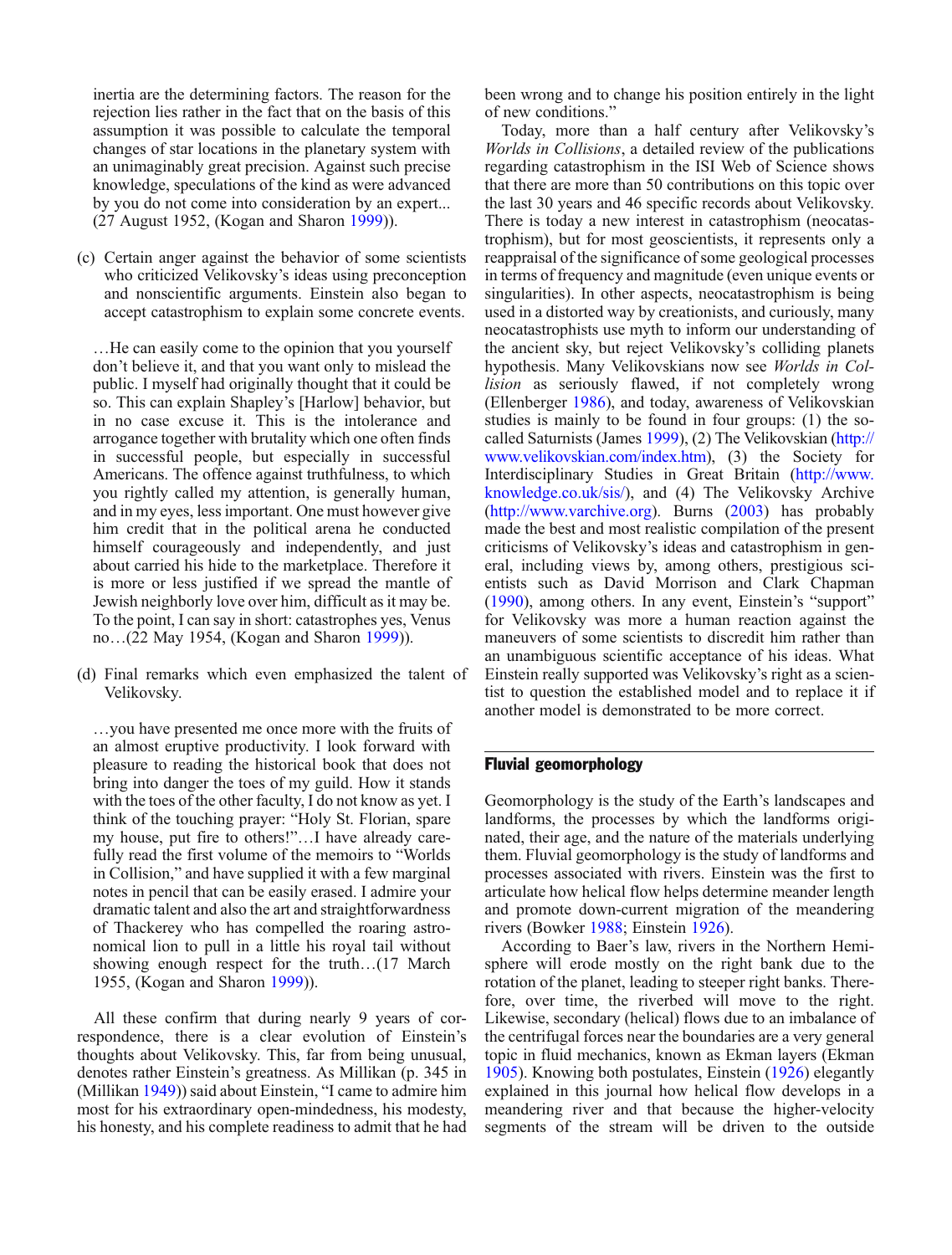inertia are the determining factors. The reason for the rejection lies rather in the fact that on the basis of this assumption it was possible to calculate the temporal changes of star locations in the planetary system with an unimaginably great precision. Against such precise knowledge, speculations of the kind as were advanced by you do not come into consideration by an expert... (27 August 1952, (Kogan and Sharon 1999)).

(c) Certain anger against the behavior of some scientists who criticized Velikovsky's ideas using preconception and nonscientific arguments. Einstein also began to accept catastrophism to explain some concrete events.

…He can easily come to the opinion that you yourself don't believe it, and that you want only to mislead the public. I myself had originally thought that it could be so. This can explain Shapley's [Harlow] behavior, but in no case excuse it. This is the intolerance and arrogance together with brutality which one often finds in successful people, but especially in successful Americans. The offence against truthfulness, to which you rightly called my attention, is generally human, and in my eyes, less important. One must however give him credit that in the political arena he conducted himself courageously and independently, and just about carried his hide to the marketplace. Therefore it is more or less justified if we spread the mantle of Jewish neighborly love over him, difficult as it may be. To the point, I can say in short: catastrophes yes, Venus no…(22 May 1954, (Kogan and Sharon 1999)).

(d) Final remarks which even emphasized the talent of Velikovsky.

…you have presented me once more with the fruits of an almost eruptive productivity. I look forward with pleasure to reading the historical book that does not bring into danger the toes of my guild. How it stands with the toes of the other faculty, I do not know as yet. I think of the touching prayer: "Holy St. Florian, spare my house, put fire to others!"…I have already carefully read the first volume of the memoirs to "Worlds in Collision," and have supplied it with a few marginal notes in pencil that can be easily erased. I admire your dramatic talent and also the art and straightforwardness of Thackerey who has compelled the roaring astronomical lion to pull in a little his royal tail without showing enough respect for the truth…(17 March 1955, (Kogan and Sharon 1999)).

All these confirm that during nearly 9 years of correspondence, there is a clear evolution of Einstein's thoughts about Velikovsky. This, far from being unusual, denotes rather Einstein's greatness. As Millikan (p. 345 in (Millikan 1949)) said about Einstein, "I came to admire him most for his extraordinary open-mindedness, his modesty, his honesty, and his complete readiness to admit that he had been wrong and to change his position entirely in the light of new conditions."

Today, more than a half century after Velikovsky's *Worlds in Collisions*, a detailed review of the publications regarding catastrophism in the ISI Web of Science shows that there are more than 50 contributions on this topic over the last 30 years and 46 specific records about Velikovsky. There is today a new interest in catastrophism (neocatastrophism), but for most geoscientists, it represents only a reappraisal of the significance of some geological processes in terms of frequency and magnitude (even unique events or singularities). In other aspects, neocatastrophism is being used in a distorted way by creationists, and curiously, many neocatastrophists use myth to inform our understanding of the ancient sky, but reject Velikovsky's colliding planets hypothesis. Many Velikovskians now see *Worlds in Collision* as seriously flawed, if not completely wrong (Ellenberger 1986), and today, awareness of Velikovskian studies is mainly to be found in four groups: (1) the so-called Saturnists (James 1999), (2) The Velikovskian (http://www.velikovskian.com/index.htm), (3) the Society for Interdisciplinary Studies in Great Britain (http://www.knowledge.co.uk/sis/), and (4) The Velikovsky Archive (http://www.varchive.org). Burns (2003) has probably made the best and most realistic compilation of the present criticisms of Velikovsky's ideas and catastrophism in general, including views by, among others, prestigious scientists such as David Morrison and Clark Chapman (1990), among others. In any event, Einstein's "support" for Velikovsky was more a human reaction against the maneuvers of some scientists to discredit him rather than an unambiguous scientific acceptance of his ideas. What Einstein really supported was Velikovsky's right as a scientist to question the established model and to replace it if another model is demonstrated to be more correct.

## Fluvial geomorphology

Geomorphology is the study of the Earth's landscapes and landforms, the processes by which the landforms originated, their age, and the nature of the materials underlying them. Fluvial geomorphology is the study of landforms and processes associated with rivers. Einstein was the first to articulate how helical flow helps determine meander length and promote down-current migration of the meandering rivers (Bowker 1988; Einstein 1926).

According to Baer's law, rivers in the Northern Hemisphere will erode mostly on the right bank due to the rotation of the planet, leading to steeper right banks. Therefore, over time, the riverbed will move to the right. Likewise, secondary (helical) flows due to an imbalance of the centrifugal forces near the boundaries are a very general topic in fluid mechanics, known as Ekman layers (Ekman 1905). Knowing both postulates, Einstein (1926) elegantly explained in this journal how helical flow develops in a meandering river and that because the higher-velocity segments of the stream will be driven to the outside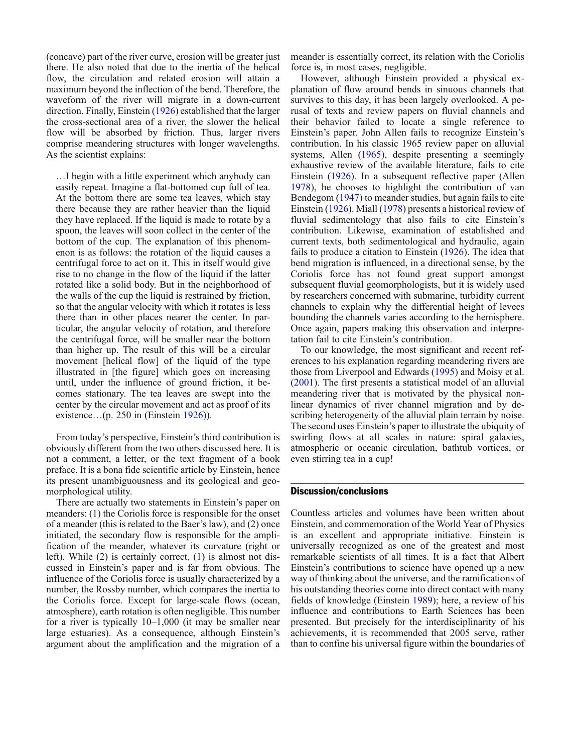(concave) part of the river curve, erosion will be greater just there. He also noted that due to the inertia of the helical flow, the circulation and related erosion will attain a maximum beyond the inflection of the bend. Therefore, the waveform of the river will migrate in a down-current direction. Finally, Einstein (1926) established that the larger the cross-sectional area of a river, the slower the helical flow will be absorbed by friction. Thus, larger rivers comprise meandering structures with longer wavelengths. As the scientist explains:

> …I begin with a little experiment which anybody can easily repeat. Imagine a flat-bottomed cup full of tea. At the bottom there are some tea leaves, which stay there because they are rather heavier than the liquid they have replaced. If the liquid is made to rotate by a spoon, the leaves will soon collect in the center of the bottom of the cup. The explanation of this phenomenon is as follows: the rotation of the liquid causes a centrifugal force to act on it. This in itself would give rise to no change in the flow of the liquid if the latter rotated like a solid body. But in the neighborhood of the walls of the cup the liquid is restrained by friction, so that the angular velocity with which it rotates is less there than in other places nearer the center. In particular, the angular velocity of rotation, and therefore the centrifugal force, will be smaller near the bottom than higher up. The result of this will be a circular movement [helical flow] of the liquid of the type illustrated in [the figure] which goes on increasing until, under the influence of ground friction, it becomes stationary. The tea leaves are swept into the center by the circular movement and act as proof of its existence…(p. 250 in (Einstein 1926)).

From today's perspective, Einstein's third contribution is obviously different from the two others discussed here. It is not a comment, a letter, or the text fragment of a book preface. It is a bona fide scientific article by Einstein, hence its present unambiguousness and its geological and geomorphological utility.

There are actually two statements in Einstein's paper on meanders: (1) the Coriolis force is responsible for the onset of a meander (this is related to the Baer's law), and (2) once initiated, the secondary flow is responsible for the amplification of the meander, whatever its curvature (right or left). While (2) is certainly correct, (1) is almost not discussed in Einstein's paper and is far from obvious. The influence of the Coriolis force is usually characterized by a number, the Rossby number, which compares the inertia to the Coriolis force. Except for large-scale flows (ocean, atmosphere), earth rotation is often negligible. This number for a river is typically 10–1,000 (it may be smaller near large estuaries). As a consequence, although Einstein's argument about the amplification and the migration of a meander is essentially correct, its relation with the Coriolis force is, in most cases, negligible.

However, although Einstein provided a physical explanation of flow around bends in sinuous channels that survives to this day, it has been largely overlooked. A perusal of texts and review papers on fluvial channels and their behavior failed to locate a single reference to Einstein's paper. John Allen fails to recognize Einstein's contribution. In his classic 1965 review paper on alluvial systems, Allen (1965), despite presenting a seemingly exhaustive review of the available literature, fails to cite Einstein (1926). In a subsequent reflective paper (Allen 1978), he chooses to highlight the contribution of van Bendegom (1947) to meander studies, but again fails to cite Einstein (1926). Miall (1978) presents a historical review of fluvial sedimentology that also fails to cite Einstein's contribution. Likewise, examination of established and current texts, both sedimentological and hydraulic, again fails to produce a citation to Einstein (1926). The idea that bend migration is influenced, in a directional sense, by the Coriolis force has not found great support amongst subsequent fluvial geomorphologists, but it is widely used by researchers concerned with submarine, turbidity current channels to explain why the differential height of levees bounding the channels varies according to the hemisphere. Once again, papers making this observation and interpretation fail to cite Einstein's contribution.

To our knowledge, the most significant and recent references to his explanation regarding meandering rivers are those from Liverpool and Edwards (1995) and Moisy et al. (2001). The first presents a statistical model of an alluvial meandering river that is motivated by the physical nonlinear dynamics of river channel migration and by describing heterogeneity of the alluvial plain terrain by noise. The second uses Einstein's paper to illustrate the ubiquity of swirling flows at all scales in nature: spiral galaxies, atmospheric or oceanic circulation, bathtub vortices, or even stirring tea in a cup!

## Discussion/conclusions

Countless articles and volumes have been written about Einstein, and commemoration of the World Year of Physics is an excellent and appropriate initiative. Einstein is universally recognized as one of the greatest and most remarkable scientists of all times. It is a fact that Albert Einstein's contributions to science have opened up a new way of thinking about the universe, and the ramifications of his outstanding theories come into direct contact with many fields of knowledge (Einstein 1989); here, a review of his influence and contributions to Earth Sciences has been presented. But precisely for the interdisciplinarity of his achievements, it is recommended that 2005 serve, rather than to confine his universal figure within the boundaries of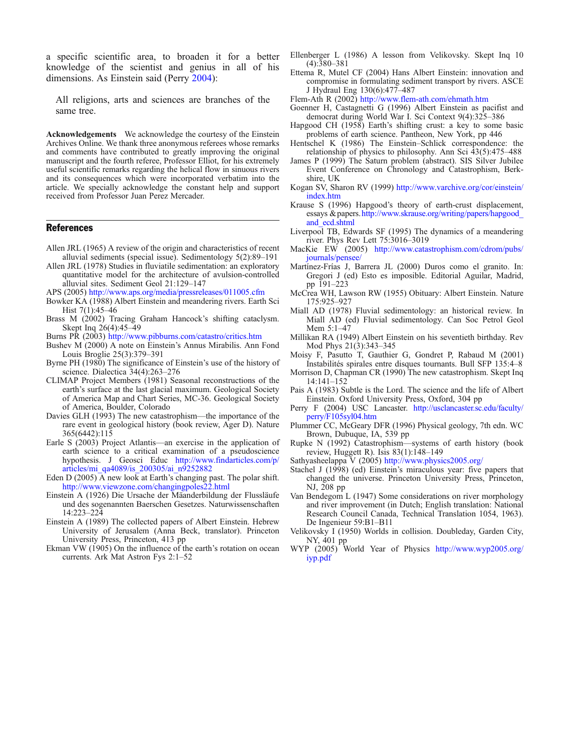a specific scientific area, to broaden it for a better knowledge of the scientist and genius in all of his dimensions. As Einstein said (Perry 2004):

> All religions, arts and sciences are branches of the same tree.

**Acknowledgements** We acknowledge the courtesy of the Einstein Archives Online. We thank three anonymous referees whose remarks and comments have contributed to greatly improving the original manuscript and the fourth referee, Professor Elliot, for his extremely useful scientific remarks regarding the helical flow in sinuous rivers and its consequences which were incorporated verbatim into the article. We specially acknowledge the constant help and support received from Professor Juan Perez Mercader.

## References

Allen JRL (1965) A review of the origin and characteristics of recent alluvial sediments (special issue). Sedimentology 5(2):89–191

Allen JRL (1978) Studies in fluviatile sedimentation: an exploratory quantitative model for the architecture of avulsion-controlled alluvial sites. Sediment Geol 21:129–147

APS (2005) http://www.aps.org/media/pressreleases/011005.cfm

Bowker KA (1988) Albert Einstein and meandering rivers. Earth Sci Hist 7(1):45–46

Brass M (2002) Tracing Graham Hancock's shifting cataclysm. Skept Inq 26(4):45–49

Burns PR (2003) http://www.pibburns.com/catastro/critics.htm

Bushev M (2000) A note on Einstein's Annus Mirabilis. Ann Fond Louis Broglie 25(3):379–391

Byrne PH (1980) The significance of Einstein's use of the history of science. Dialectica 34(4):263–276

CLIMAP Project Members (1981) Seasonal reconstructions of the earth's surface at the last glacial maximum. Geological Society of America Map and Chart Series, MC-36. Geological Society of America, Boulder, Colorado

Davies GLH (1993) The new catastrophism—the importance of the rare event in geological history (book review, Ager D). Nature 365(6442):115

Earle S (2003) Project Atlantis—an exercise in the application of earth science to a critical examination of a pseudoscience hypothesis. J Geosci Educ http://www.findarticles.com/p/articles/mi_qa4089/is_200305/ai_n9252882

Eden D (2005) A new look at Earth's changing past. The polar shift. http://www.viewzone.com/changingpoles22.html

Einstein A (1926) Die Ursache der Mäanderbildung der Flussläufe und des sogenannten Baerschen Gesetzes. Naturwissenschaften 14:223–224

Einstein A (1989) The collected papers of Albert Einstein. Hebrew University of Jerusalem (Anna Beck, translator). Princeton University Press, Princeton, 413 pp

Ekman VW (1905) On the influence of the earth's rotation on ocean currents. Ark Mat Astron Fys 2:1–52

Ellenberger L (1986) A lesson from Velikovsky. Skept Inq 10 (4):380–381

Ettema R, Mutel CF (2004) Hans Albert Einstein: innovation and compromise in formulating sediment transport by rivers. ASCE J Hydraul Eng 130(6):477–487

Flem-Ath R (2002) http://www.flem-ath.com/ehmath.htm

Goenner H, Castagnetti G (1996) Albert Einstein as pacifist and democrat during World War I. Sci Context 9(4):325–386

Hapgood CH (1958) Earth's shifting crust: a key to some basic problems of earth science. Pantheon, New York, pp 446

Hentschel K (1986) The Einstein–Schlick correspondence: the relationship of physics to philosophy. Ann Sci 43(5):475–488

James P (1999) The Saturn problem (abstract). SIS Silver Jubilee Event Conference on Chronology and Catastrophism, Berkshire, UK

Kogan SV, Sharon RV (1999) http://www.varchive.org/cor/einstein/index.htm

Krause S (1996) Hapgood's theory of earth-crust displacement, essays & papers. http://www.skrause.org/writing/papers/hapgood_and_ecd.shtml

Liverpool TB, Edwards SF (1995) The dynamics of a meandering river. Phys Rev Lett 75:3016–3019

MacKie EW (2005) http://www.catastrophism.com/cdrom/pubs/journals/pensee/

Martínez-Frías J, Barrera JL (2000) Duros como el granito. In: Gregori J (ed) Esto es imposible. Editorial Aguilar, Madrid, pp 191–223

McCrea WH, Lawson RW (1955) Obituary: Albert Einstein. Nature 175:925–927

Miall AD (1978) Fluvial sedimentology: an historical review. In Miall AD (ed) Fluvial sedimentology. Can Soc Petrol Geol Mem 5:1–47

Millikan RA (1949) Albert Einstein on his seventieth birthday. Rev Mod Phys 21(3):343–345

Moisy F, Pasutto T, Gauthier G, Gondret P, Rabaud M (2001) Instabilités spirales entre disques tournants. Bull SFP 135:4–8

Morrison D, Chapman CR (1990) The new catastrophism. Skept Inq 14:141–152

Pais A (1983) Subtle is the Lord. The science and the life of Albert Einstein. Oxford University Press, Oxford, 304 pp

Perry F (2004) USC Lancaster. http://usclancaster.sc.edu/faculty/perry/F105syl04.htm

Plummer CC, McGeary DFR (1996) Physical geology, 7th edn. WC Brown, Dubuque, IA, 539 pp

Rupke N (1992) Catastrophism—systems of earth history (book review, Huggett R). Isis 83(1):148–149

Sathyasheelappa V (2005) http://www.physics2005.org/

Stachel J (1998) (ed) Einstein's miraculous year: five papers that changed the universe. Princeton University Press, Princeton, NJ, 208 pp

Van Bendegom L (1947) Some considerations on river morphology and river improvement (in Dutch; English translation: National Research Council Canada, Technical Translation 1054, 1963). De Ingenieur 59:B1–B11

Velikovsky I (1950) Worlds in collision. Doubleday, Garden City, NY, 401 pp

WYP (2005) World Year of Physics http://www.wyp2005.org/iyp.pdf